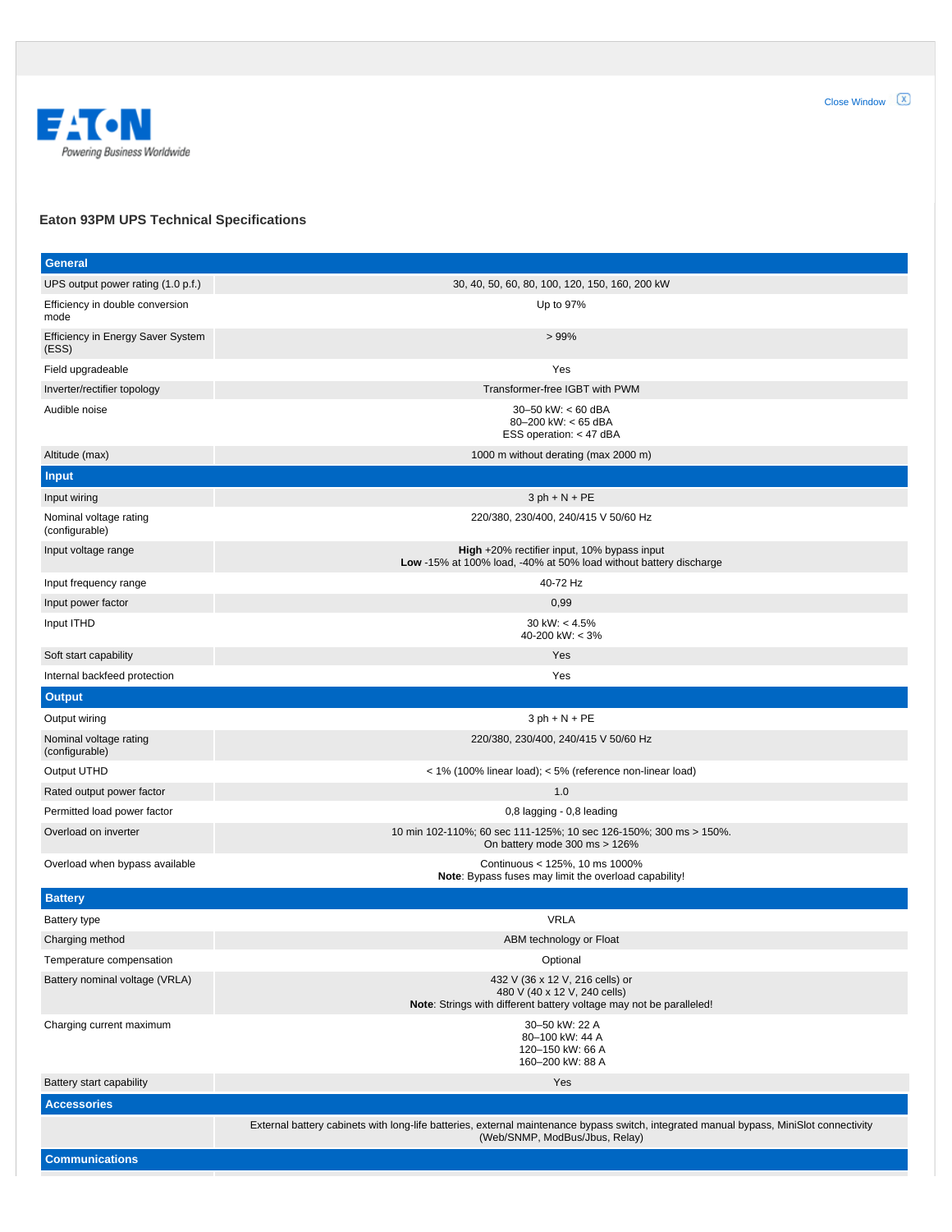EATON

Powering Business Worldwide

## Eaton 93PM UPS Technical Specifications

| General | |
|---|---|
| UPS output power rating (1.0 p.f.) | 30, 40, 50, 60, 80, 100, 120, 150, 160, 200 kW |
| Efficiency in double conversion mode | Up to 97% |
| Efficiency in Energy Saver System (ESS) | > 99% |
| Field upgradeable | Yes |
| Inverter/rectifier topology | Transformer-free IGBT with PWM |
| Audible noise | 30–50 kW: < 60 dBA<br>80–200 kW: < 65 dBA<br>ESS operation: < 47 dBA |
| Altitude (max) | 1000 m without derating (max 2000 m) |
| **Input** | |
| Input wiring | 3 ph + N + PE |
| Nominal voltage rating (configurable) | 220/380, 230/400, 240/415 V 50/60 Hz |
| Input voltage range | **High** +20% rectifier input, 10% bypass input<br>**Low** -15% at 100% load, -40% at 50% load without battery discharge |
| Input frequency range | 40-72 Hz |
| Input power factor | 0,99 |
| Input ITHD | 30 kW: < 4.5%<br>40-200 kW: < 3% |
| Soft start capability | Yes |
| Internal backfeed protection | Yes |
| **Output** | |
| Output wiring | 3 ph + N + PE |
| Nominal voltage rating (configurable) | 220/380, 230/400, 240/415 V 50/60 Hz |
| Output UTHD | < 1% (100% linear load); < 5% (reference non-linear load) |
| Rated output power factor | 1.0 |
| Permitted load power factor | 0,8 lagging - 0,8 leading |
| Overload on inverter | 10 min 102-110%; 60 sec 111-125%; 10 sec 126-150%; 300 ms > 150%.<br>On battery mode 300 ms > 126% |
| Overload when bypass available | Continuous < 125%, 10 ms 1000%<br>**Note**: Bypass fuses may limit the overload capability! |
| **Battery** | |
| Battery type | VRLA |
| Charging method | ABM technology or Float |
| Temperature compensation | Optional |
| Battery nominal voltage (VRLA) | 432 V (36 x 12 V, 216 cells) or<br>480 V (40 x 12 V, 240 cells)<br>**Note**: Strings with different battery voltage may not be paralleled! |
| Charging current maximum | 30–50 kW: 22 A<br>80–100 kW: 44 A<br>120–150 kW: 66 A<br>160–200 kW: 88 A |
| Battery start capability | Yes |
| **Accessories** | |
| | External battery cabinets with long-life batteries, external maintenance bypass switch, integrated manual bypass, MiniSlot connectivity (Web/SNMP, ModBus/Jbus, Relay) |
| **Communications** | |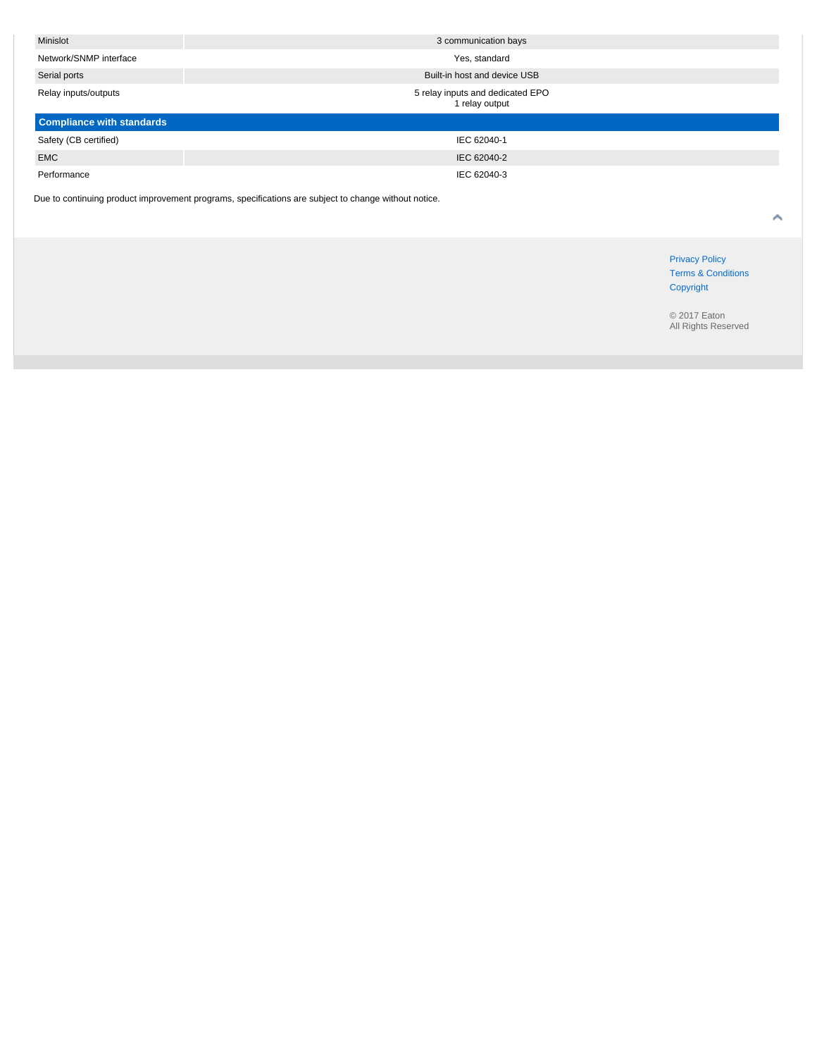| | |
|---|---|
| Minislot | 3 communication bays |
| Network/SNMP interface | Yes, standard |
| Serial ports | Built-in host and device USB |
| Relay inputs/outputs | 5 relay inputs and dedicated EPO<br>1 relay output |
| **Compliance with standards** | |
| Safety (CB certified) | IEC 62040-1 |
| EMC | IEC 62040-2 |
| Performance | IEC 62040-3 |

Due to continuing product improvement programs, specifications are subject to change without notice.

Privacy Policy
Terms & Conditions
Copyright

© 2017 Eaton
All Rights Reserved